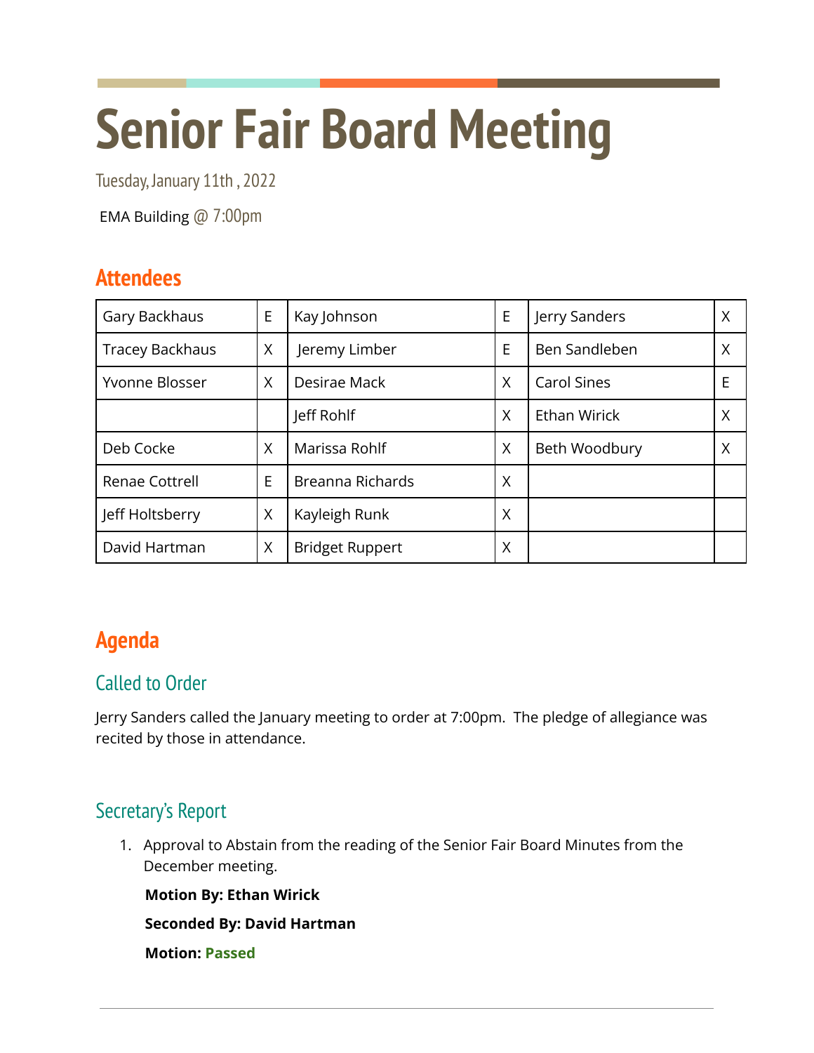# Senior Fair Board Meeting

Tuesday, January 11th , 2022

EMA Building @ 7:00pm

## Attendees

| Gary Backhaus | E | Kay Johnson | E | Jerry Sanders | X |
|---|---|---|---|---|---|
| Tracey Backhaus | X | Jeremy Limber | E | Ben Sandleben | X |
| Yvonne Blosser | X | Desirae Mack | X | Carol Sines | E |
| | | Jeff Rohlf | X | Ethan Wirick | X |
| Deb Cocke | X | Marissa Rohlf | X | Beth Woodbury | X |
| Renae Cottrell | E | Breanna Richards | X | | |
| Jeff Holtsberry | X | Kayleigh Runk | X | | |
| David Hartman | X | Bridget Ruppert | X | | |

## Agenda

### Called to Order

Jerry Sanders called the January meeting to order at 7:00pm. The pledge of allegiance was recited by those in attendance.

### Secretary's Report

1. Approval to Abstain from the reading of the Senior Fair Board Minutes from the December meeting.

   **Motion By: Ethan Wirick**

   **Seconded By: David Hartman**

   **Motion: Passed**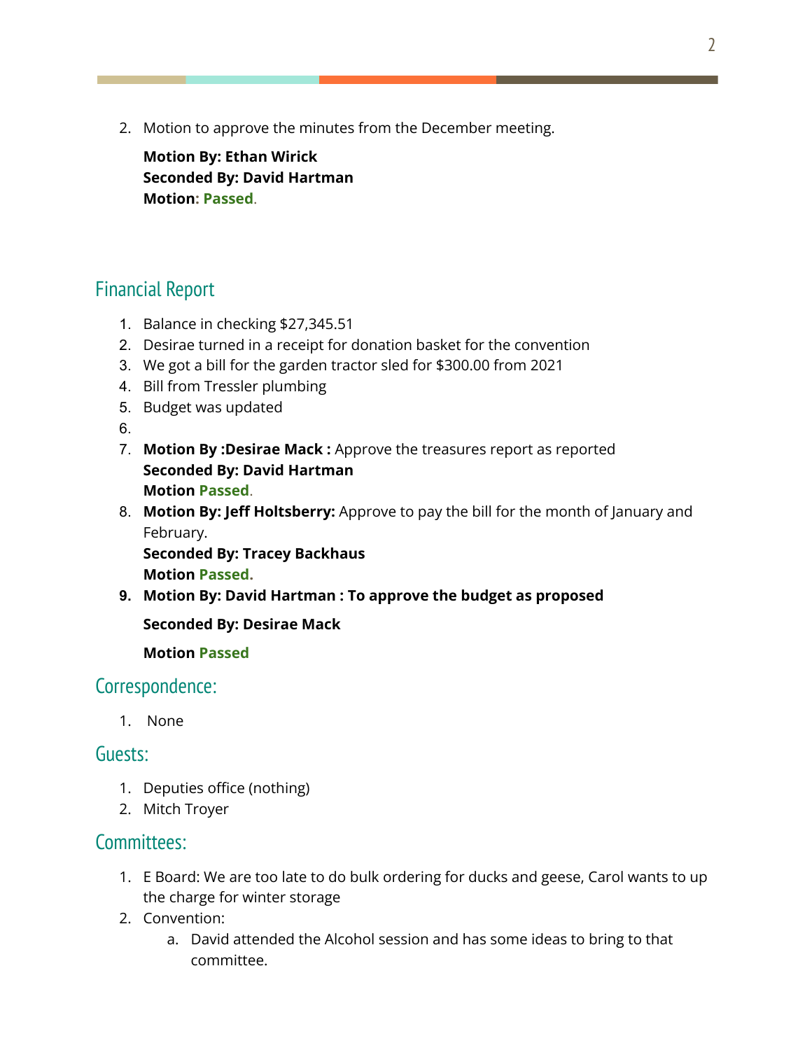2. Motion to approve the minutes from the December meeting.

   **Motion By: Ethan Wirick**
   **Seconded By: David Hartman**
   **Motion: Passed.**

## Financial Report

1. Balance in checking $27,345.51
2. Desirae turned in a receipt for donation basket for the convention
3. We got a bill for the garden tractor sled for $300.00 from 2021
4. Bill from Tressler plumbing
5. Budget was updated
6. 
7. **Motion By :Desirae Mack :** Approve the treasures report as reported
   **Seconded By: David Hartman**
   **Motion Passed.**
8. **Motion By: Jeff Holtsberry:** Approve to pay the bill for the month of January and February.
   **Seconded By: Tracey Backhaus**
   **Motion Passed.**
9. **Motion By: David Hartman : To approve the budget as proposed**

   **Seconded By: Desirae Mack**

   **Motion Passed**

## Correspondence:

1. None

## Guests:

1. Deputies office (nothing)
2. Mitch Troyer

## Committees:

1. E Board: We are too late to do bulk ordering for ducks and geese, Carol wants to up the charge for winter storage
2. Convention:
   a. David attended the Alcohol session and has some ideas to bring to that committee.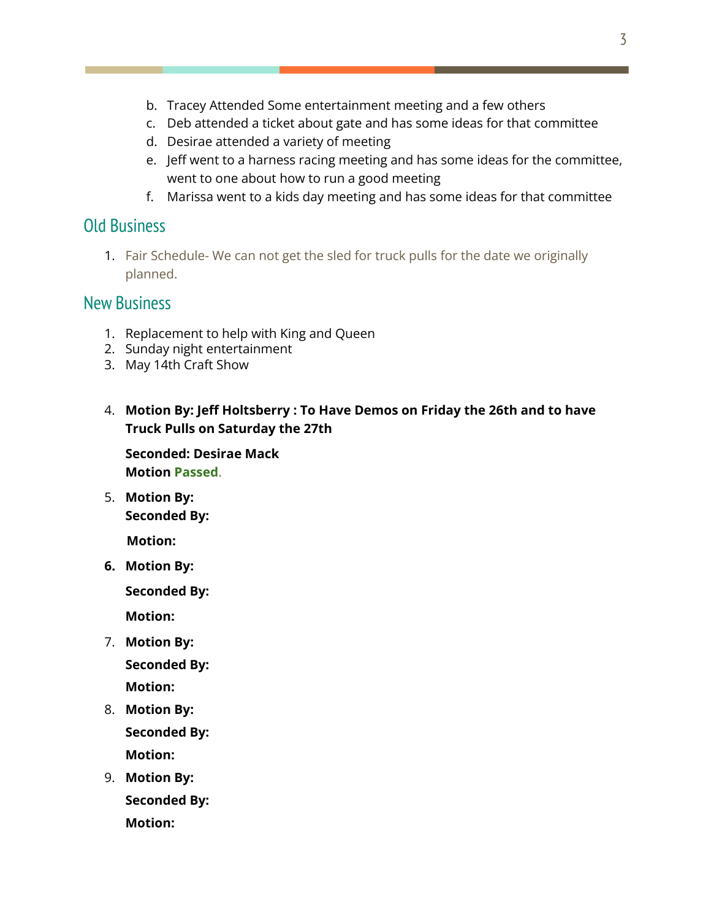b. Tracey Attended Some entertainment meeting and a few others
c. Deb attended a ticket about gate and has some ideas for that committee
d. Desirae attended a variety of meeting
e. Jeff went to a harness racing meeting and has some ideas for the committee, went to one about how to run a good meeting
f. Marissa went to a kids day meeting and has some ideas for that committee

## Old Business

1. Fair Schedule- We can not get the sled for truck pulls for the date we originally planned.

## New Business

1. Replacement to help with King and Queen
2. Sunday night entertainment
3. May 14th Craft Show

4. **Motion By: Jeff Holtsberry : To Have Demos on Friday the 26th and to have Truck Pulls on Saturday the 27th**

   **Seconded: Desirae Mack**
   **Motion Passed.**

5. **Motion By:**
   **Seconded By:**

   **Motion:**

6. **Motion By:**

   **Seconded By:**

   **Motion:**

7. **Motion By:**

   **Seconded By:**

   **Motion:**

8. **Motion By:**

   **Seconded By:**

   **Motion:**

9. **Motion By:**

   **Seconded By:**

   **Motion:**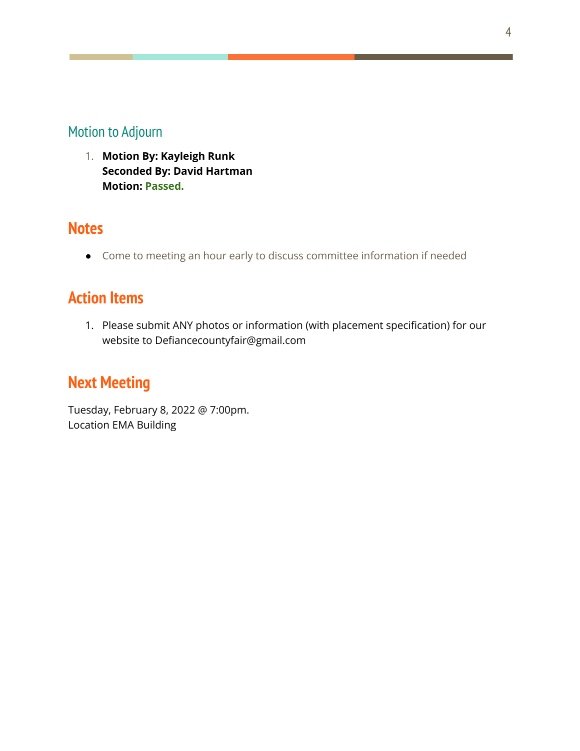### Motion to Adjourn

1. **Motion By: Kayleigh Runk**
   **Seconded By: David Hartman**
   **Motion: Passed.**

## Notes

- Come to meeting an hour early to discuss committee information if needed

## Action Items

1. Please submit ANY photos or information (with placement specification) for our website to Defiancecountyfair@gmail.com

## Next Meeting

Tuesday, February 8, 2022 @ 7:00pm.
Location EMA Building